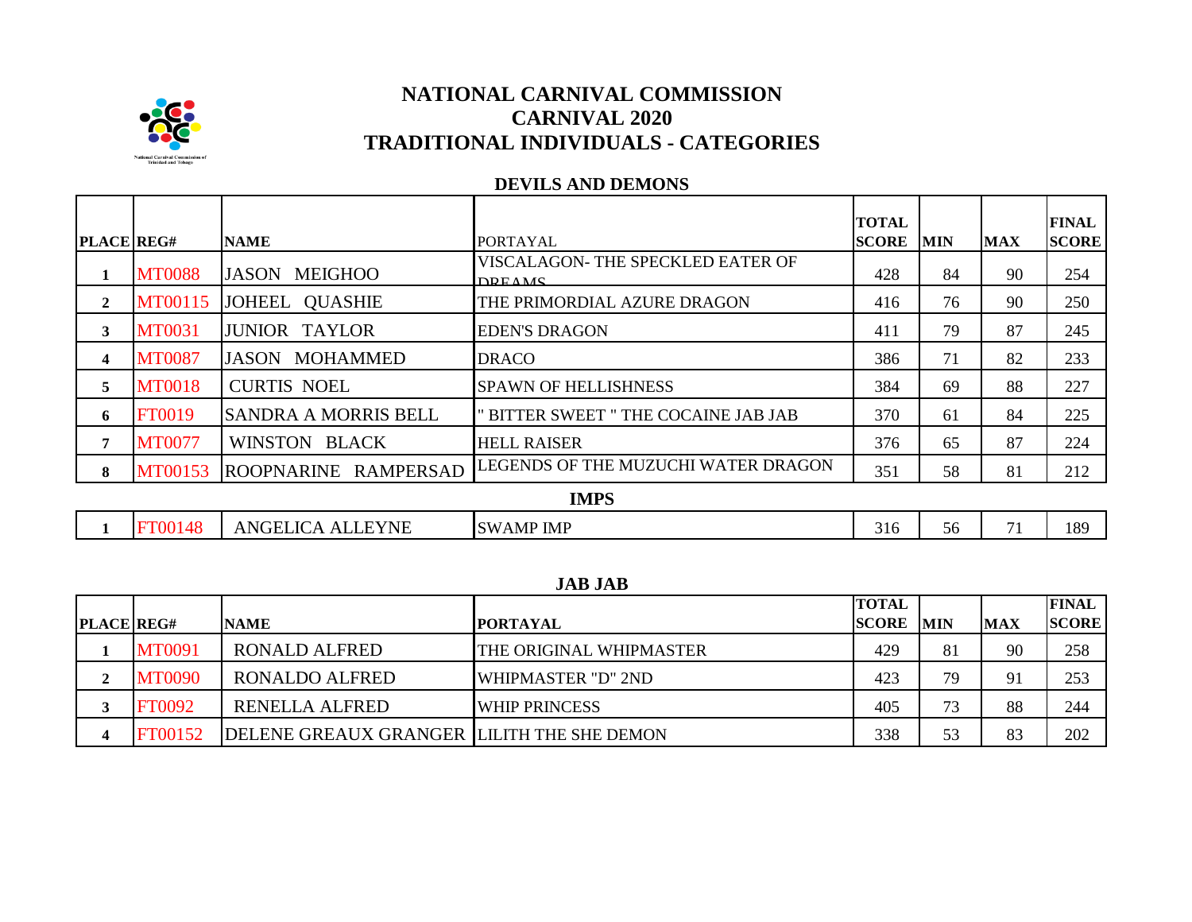# NATIONAL CARNIVAL COMMISSION
## CARNIVAL 2020
## TRADITIONAL INDIVIDUALS - CATEGORIES

### DEVILS AND DEMONS

| PLACE | REG# | NAME | PORTAYAL | TOTAL SCORE | MIN | MAX | FINAL SCORE |
|---|---|---|---|---|---|---|---|
| 1 | MT0088 | JASON MEIGHOO | VISCALAGON- THE SPECKLED EATER OF DREAMS | 428 | 84 | 90 | 254 |
| 2 | MT00115 | JOHEEL QUASHIE | THE PRIMORDIAL AZURE DRAGON | 416 | 76 | 90 | 250 |
| 3 | MT0031 | JUNIOR TAYLOR | EDEN'S DRAGON | 411 | 79 | 87 | 245 |
| 4 | MT0087 | JASON MOHAMMED | DRACO | 386 | 71 | 82 | 233 |
| 5 | MT0018 | CURTIS NOEL | SPAWN OF HELLISHNESS | 384 | 69 | 88 | 227 |
| 6 | FT0019 | SANDRA A MORRIS BELL | " BITTER SWEET " THE COCAINE JAB JAB | 370 | 61 | 84 | 225 |
| 7 | MT0077 | WINSTON BLACK | HELL RAISER | 376 | 65 | 87 | 224 |
| 8 | MT00153 | ROOPNARINE RAMPERSAD | LEGENDS OF THE MUZUCHI WATER DRAGON | 351 | 58 | 81 | 212 |

### IMPS

| PLACE | REG# | NAME | PORTAYAL | TOTAL SCORE | MIN | MAX | FINAL SCORE |
|---|---|---|---|---|---|---|---|
| 1 | FT00148 | ANGELICA ALLEYNE | SWAMP IMP | 316 | 56 | 71 | 189 |

### JAB JAB

| PLACE | REG# | NAME | PORTAYAL | TOTAL SCORE | MIN | MAX | FINAL SCORE |
|---|---|---|---|---|---|---|---|
| 1 | MT0091 | RONALD ALFRED | THE ORIGINAL WHIPMASTER | 429 | 81 | 90 | 258 |
| 2 | MT0090 | RONALDO ALFRED | WHIPMASTER "D" 2ND | 423 | 79 | 91 | 253 |
| 3 | FT0092 | RENELLA ALFRED | WHIP PRINCESS | 405 | 73 | 88 | 244 |
| 4 | FT00152 | DELENE GREAUX GRANGER | LILITH THE SHE DEMON | 338 | 53 | 83 | 202 |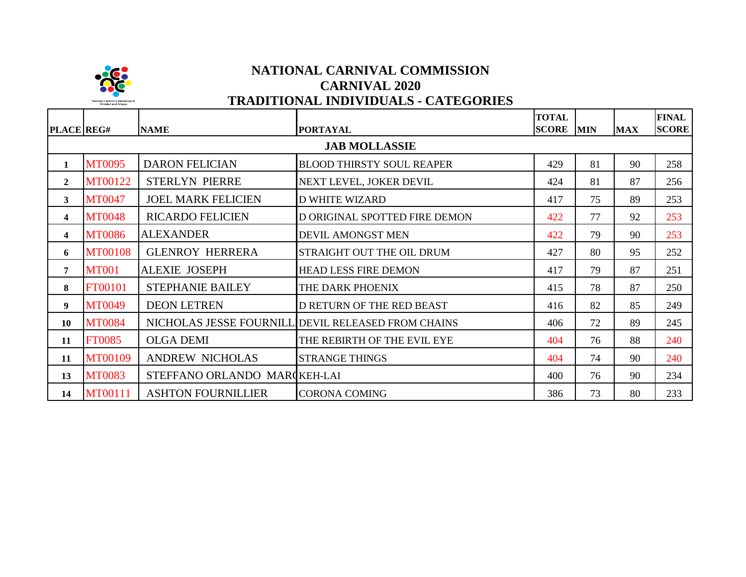# NATIONAL CARNIVAL COMMISSION
## CARNIVAL 2020
## TRADITIONAL INDIVIDUALS - CATEGORIES

| PLACE | REG# | NAME | PORTAYAL | TOTAL SCORE | MIN | MAX | FINAL SCORE |
|---|---|---|---|---|---|---|---|
| **JAB MOLLASSIE** | | | | | | | |
| 1 | MT0095 | DARON FELICIAN | BLOOD THIRSTY SOUL REAPER | 429 | 81 | 90 | 258 |
| 2 | MT00122 | STERLYN PIERRE | NEXT LEVEL, JOKER DEVIL | 424 | 81 | 87 | 256 |
| 3 | MT0047 | JOEL MARK FELICIEN | D WHITE WIZARD | 417 | 75 | 89 | 253 |
| 4 | MT0048 | RICARDO FELICIEN | D ORIGINAL SPOTTED FIRE DEMON | 422 | 77 | 92 | 253 |
| 4 | MT0086 | ALEXANDER | DEVIL AMONGST MEN | 422 | 79 | 90 | 253 |
| 6 | MT00108 | GLENROY HERRERA | STRAIGHT OUT THE OIL DRUM | 427 | 80 | 95 | 252 |
| 7 | MT001 | ALEXIE JOSEPH | HEAD LESS FIRE DEMON | 417 | 79 | 87 | 251 |
| 8 | FT00101 | STEPHANIE BAILEY | THE DARK PHOENIX | 415 | 78 | 87 | 250 |
| 9 | MT0049 | DEON LETREN | D RETURN OF THE RED BEAST | 416 | 82 | 85 | 249 |
| 10 | MT0084 | NICHOLAS JESSE FOURNILL | DEVIL RELEASED FROM CHAINS | 406 | 72 | 89 | 245 |
| 11 | FT0085 | OLGA DEMI | THE REBIRTH OF THE EVIL EYE | 404 | 76 | 88 | 240 |
| 11 | MT00109 | ANDREW NICHOLAS | STRANGE THINGS | 404 | 74 | 90 | 240 |
| 13 | MT0083 | STEFFANO ORLANDO MAR( | KEH-LAI | 400 | 76 | 90 | 234 |
| 14 | MT00111 | ASHTON FOURNILLIER | CORONA COMING | 386 | 73 | 80 | 233 |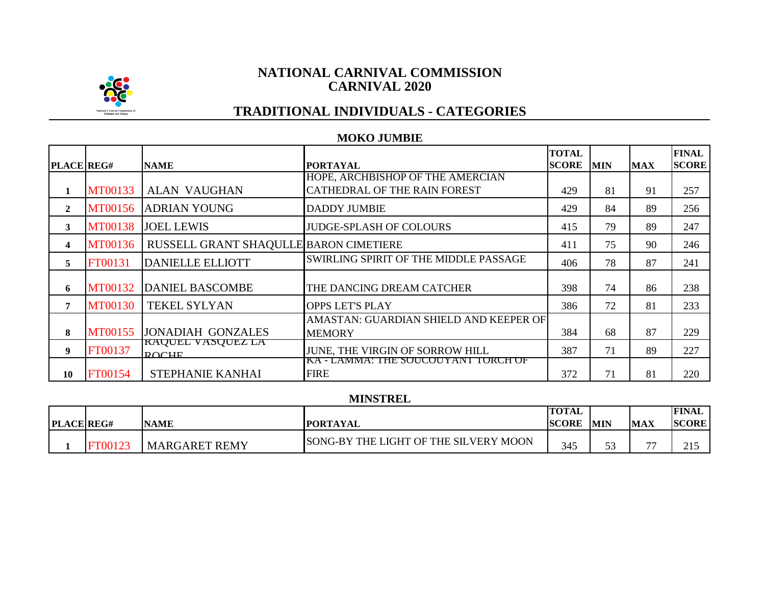# NATIONAL CARNIVAL COMMISSION
# CARNIVAL 2020

## TRADITIONAL INDIVIDUALS - CATEGORIES

### MOKO JUMBIE

| PLACE | REG# | NAME | PORTAYAL | TOTAL SCORE | MIN | MAX | FINAL SCORE |
|---|---|---|---|---|---|---|---|
| 1 | MT00133 | ALAN VAUGHAN | HOPE, ARCHBISHOP OF THE AMERCIAN CATHEDRAL OF THE RAIN FOREST | 429 | 81 | 91 | 257 |
| 2 | MT00156 | ADRIAN YOUNG | DADDY JUMBIE | 429 | 84 | 89 | 256 |
| 3 | MT00138 | JOEL LEWIS | JUDGE-SPLASH OF COLOURS | 415 | 79 | 89 | 247 |
| 4 | MT00136 | RUSSELL GRANT SHAQULLE | BARON CIMETIERE | 411 | 75 | 90 | 246 |
| 5 | FT00131 | DANIELLE ELLIOTT | SWIRLING SPIRIT OF THE MIDDLE PASSAGE | 406 | 78 | 87 | 241 |
| 6 | MT00132 | DANIEL BASCOMBE | THE DANCING DREAM CATCHER | 398 | 74 | 86 | 238 |
| 7 | MT00130 | TEKEL SYLYAN | OPPS LET'S PLAY | 386 | 72 | 81 | 233 |
| 8 | MT00155 | JONADIAH GONZALES | AMASTAN: GUARDIAN SHIELD AND KEEPER OF MEMORY | 384 | 68 | 87 | 229 |
| 9 | FT00137 | RAQUEL VASQUEZ LA ROCHE | JUNE, THE VIRGIN OF SORROW HILL | 387 | 71 | 89 | 227 |
| 10 | FT00154 | STEPHANIE KANHAI | KA - LAMMA: THE SOUCOUYANT TORCH OF FIRE | 372 | 71 | 81 | 220 |

### MINSTREL

| PLACE | REG# | NAME | PORTAYAL | TOTAL SCORE | MIN | MAX | FINAL SCORE |
|---|---|---|---|---|---|---|---|
| 1 | FT00123 | MARGARET REMY | SONG-BY THE LIGHT OF THE SILVERY MOON | 345 | 53 | 77 | 215 |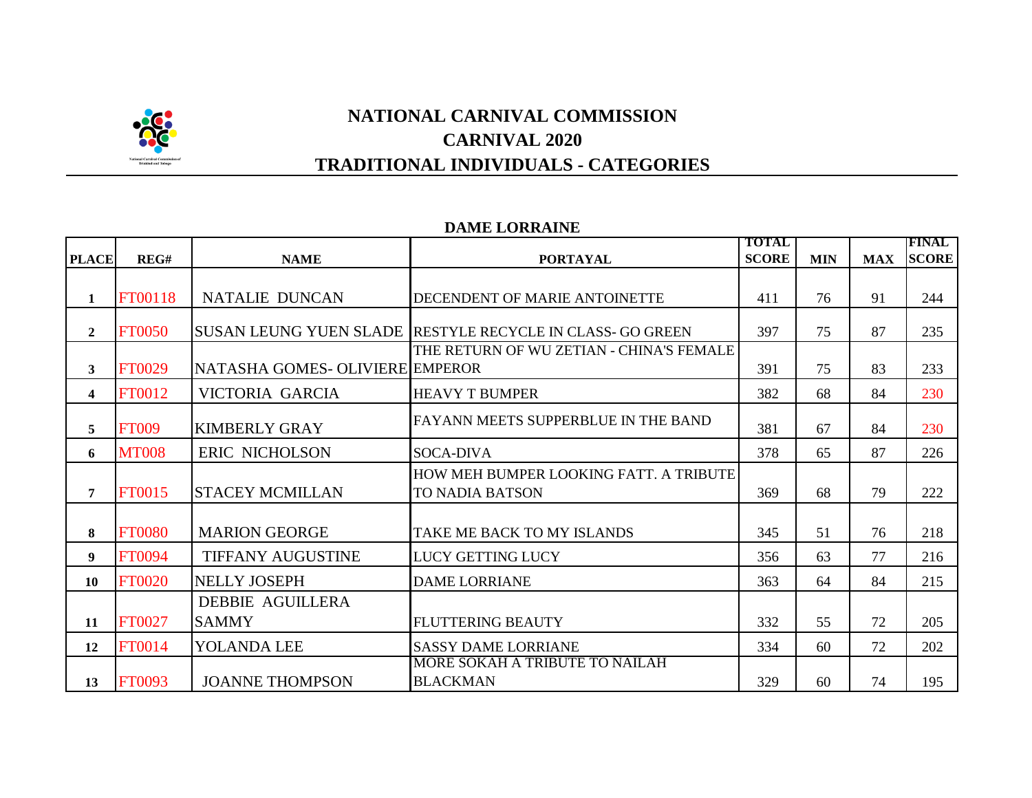# NATIONAL CARNIVAL COMMISSION
## CARNIVAL 2020
## TRADITIONAL INDIVIDUALS - CATEGORIES

### DAME LORRAINE

| PLACE | REG# | NAME | PORTAYAL | TOTAL SCORE | MIN | MAX | FINAL SCORE |
|---|---|---|---|---|---|---|---|
| 1 | FT00118 | NATALIE DUNCAN | DECENDENT OF MARIE ANTOINETTE | 411 | 76 | 91 | 244 |
| 2 | FT0050 | SUSAN LEUNG YUEN SLADE | RESTYLE RECYCLE IN CLASS- GO GREEN | 397 | 75 | 87 | 235 |
| 3 | FT0029 | NATASHA GOMES- OLIVIERE | THE RETURN OF WU ZETIAN - CHINA'S FEMALE EMPEROR | 391 | 75 | 83 | 233 |
| 4 | FT0012 | VICTORIA GARCIA | HEAVY T BUMPER | 382 | 68 | 84 | 230 |
| 5 | FT009 | KIMBERLY GRAY | FAYANN MEETS SUPPERBLUE IN THE BAND | 381 | 67 | 84 | 230 |
| 6 | MT008 | ERIC NICHOLSON | SOCA-DIVA | 378 | 65 | 87 | 226 |
| 7 | FT0015 | STACEY MCMILLAN | HOW MEH BUMPER LOOKING FATT. A TRIBUTE TO NADIA BATSON | 369 | 68 | 79 | 222 |
| 8 | FT0080 | MARION GEORGE | TAKE ME BACK TO MY ISLANDS | 345 | 51 | 76 | 218 |
| 9 | FT0094 | TIFFANY AUGUSTINE | LUCY GETTING LUCY | 356 | 63 | 77 | 216 |
| 10 | FT0020 | NELLY JOSEPH | DAME LORRIANE | 363 | 64 | 84 | 215 |
| 11 | FT0027 | DEBBIE AGUILLERA SAMMY | FLUTTERING BEAUTY | 332 | 55 | 72 | 205 |
| 12 | FT0014 | YOLANDA LEE | SASSY DAME LORRIANE | 334 | 60 | 72 | 202 |
| 13 | FT0093 | JOANNE THOMPSON | MORE SOKAH A TRIBUTE TO NAILAH BLACKMAN | 329 | 60 | 74 | 195 |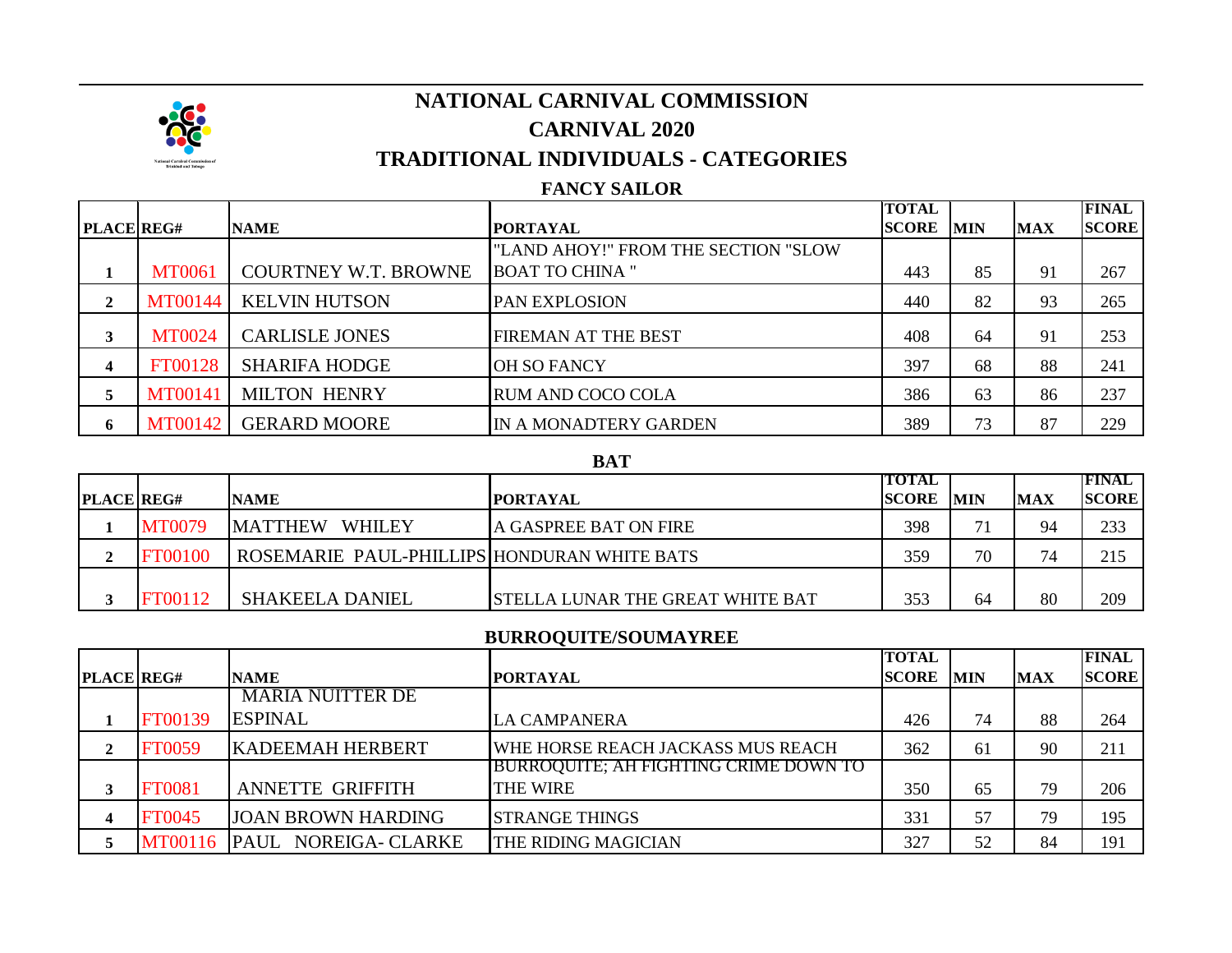# NATIONAL CARNIVAL COMMISSION

## CARNIVAL 2020

## TRADITIONAL INDIVIDUALS - CATEGORIES

### FANCY SAILOR

| PLACE | REG# | NAME | PORTAYAL | TOTAL SCORE | MIN | MAX | FINAL SCORE |
|---|---|---|---|---|---|---|---|
| 1 | MT0061 | COURTNEY W.T. BROWNE | "LAND AHOY!" FROM THE SECTION "SLOW BOAT TO CHINA " | 443 | 85 | 91 | 267 |
| 2 | MT00144 | KELVIN HUTSON | PAN EXPLOSION | 440 | 82 | 93 | 265 |
| 3 | MT0024 | CARLISLE JONES | FIREMAN AT THE BEST | 408 | 64 | 91 | 253 |
| 4 | FT00128 | SHARIFA HODGE | OH SO FANCY | 397 | 68 | 88 | 241 |
| 5 | MT00141 | MILTON HENRY | RUM AND COCO COLA | 386 | 63 | 86 | 237 |
| 6 | MT00142 | GERARD MOORE | IN A MONADTERY GARDEN | 389 | 73 | 87 | 229 |

### BAT

| PLACE | REG# | NAME | PORTAYAL | TOTAL SCORE | MIN | MAX | FINAL SCORE |
|---|---|---|---|---|---|---|---|
| 1 | MT0079 | MATTHEW WHILEY | A GASPREE BAT ON FIRE | 398 | 71 | 94 | 233 |
| 2 | FT00100 | ROSEMARIE PAUL-PHILLIPS | HONDURAN WHITE BATS | 359 | 70 | 74 | 215 |
| 3 | FT00112 | SHAKEELA DANIEL | STELLA LUNAR THE GREAT WHITE BAT | 353 | 64 | 80 | 209 |

### BURROQUITE/SOUMAYREE

| PLACE | REG# | NAME | PORTAYAL | TOTAL SCORE | MIN | MAX | FINAL SCORE |
|---|---|---|---|---|---|---|---|
| 1 | FT00139 | MARIA NUITTER DE ESPINAL | LA CAMPANERA | 426 | 74 | 88 | 264 |
| 2 | FT0059 | KADEEMAH HERBERT | WHE HORSE REACH JACKASS MUS REACH | 362 | 61 | 90 | 211 |
| 3 | FT0081 | ANNETTE GRIFFITH | BURROQUITE; AH FIGHTING CRIME DOWN TO THE WIRE | 350 | 65 | 79 | 206 |
| 4 | FT0045 | JOAN BROWN HARDING | STRANGE THINGS | 331 | 57 | 79 | 195 |
| 5 | MT00116 | PAUL NOREIGA- CLARKE | THE RIDING MAGICIAN | 327 | 52 | 84 | 191 |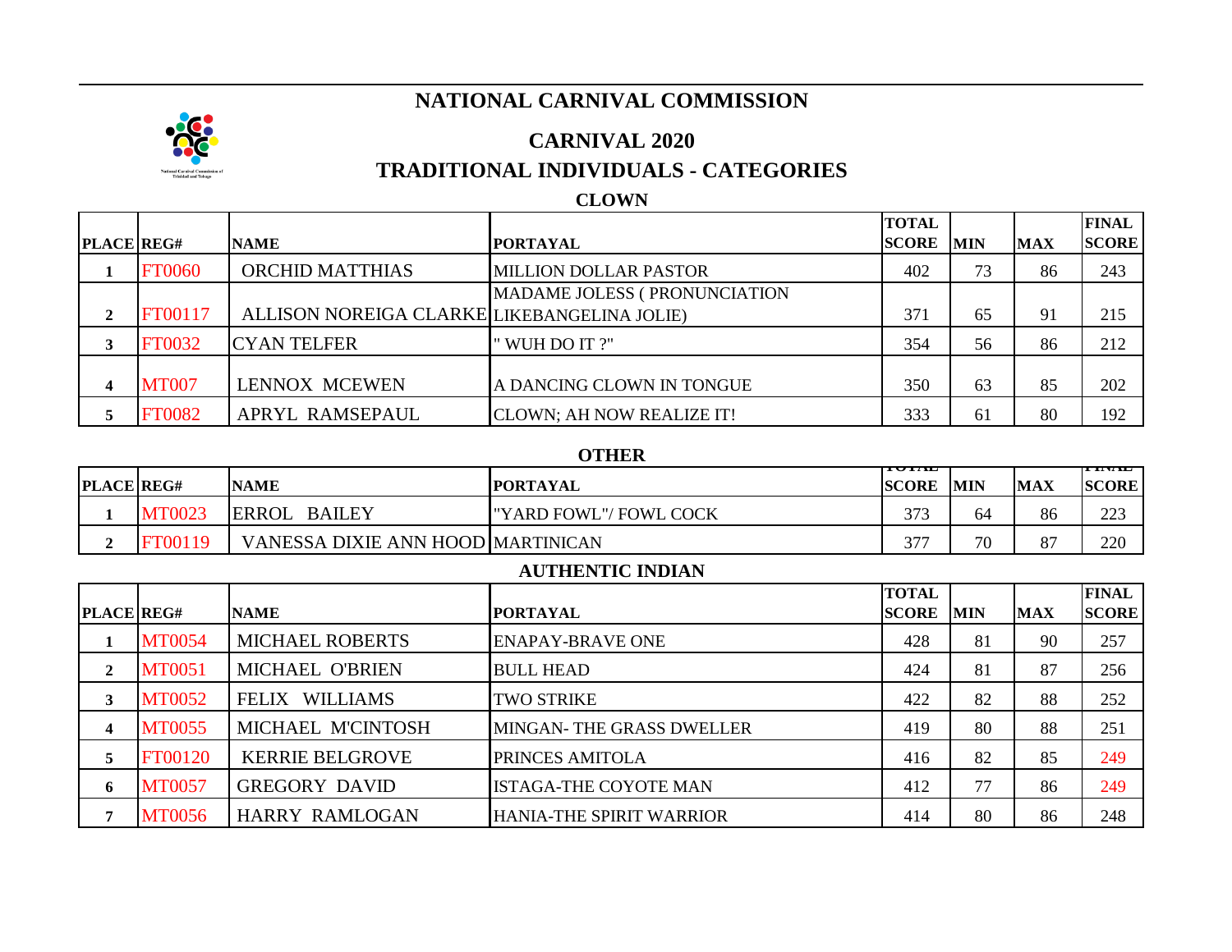# NATIONAL CARNIVAL COMMISSION

## CARNIVAL 2020

## TRADITIONAL INDIVIDUALS - CATEGORIES

### CLOWN

| PLACE | REG# | NAME | PORTAYAL | TOTAL SCORE | MIN | MAX | FINAL SCORE |
|---|---|---|---|---|---|---|---|
| 1 | FT0060 | ORCHID MATTHIAS | MILLION DOLLAR PASTOR | 402 | 73 | 86 | 243 |
| 2 | FT00117 | ALLISON NOREIGA CLARKE | MADAME JOLESS ( PRONUNCIATION LIKEBANGELINA JOLIE) | 371 | 65 | 91 | 215 |
| 3 | FT0032 | CYAN TELFER | " WUH DO IT ?" | 354 | 56 | 86 | 212 |
| 4 | MT007 | LENNOX MCEWEN | A DANCING CLOWN IN TONGUE | 350 | 63 | 85 | 202 |
| 5 | FT0082 | APRYL RAMSEPAUL | CLOWN; AH NOW REALIZE IT! | 333 | 61 | 80 | 192 |

### OTHER

| PLACE | REG# | NAME | PORTAYAL | TOTAL SCORE | MIN | MAX | FINAL SCORE |
|---|---|---|---|---|---|---|---|
| 1 | MT0023 | ERROL BAILEY | "YARD FOWL"/ FOWL COCK | 373 | 64 | 86 | 223 |
| 2 | FT00119 | VANESSA DIXIE ANN HOOD | MARTINICAN | 377 | 70 | 87 | 220 |

### AUTHENTIC INDIAN

| PLACE | REG# | NAME | PORTAYAL | TOTAL SCORE | MIN | MAX | FINAL SCORE |
|---|---|---|---|---|---|---|---|
| 1 | MT0054 | MICHAEL ROBERTS | ENAPAY-BRAVE ONE | 428 | 81 | 90 | 257 |
| 2 | MT0051 | MICHAEL O'BRIEN | BULL HEAD | 424 | 81 | 87 | 256 |
| 3 | MT0052 | FELIX WILLIAMS | TWO STRIKE | 422 | 82 | 88 | 252 |
| 4 | MT0055 | MICHAEL M'CINTOSH | MINGAN- THE GRASS DWELLER | 419 | 80 | 88 | 251 |
| 5 | FT00120 | KERRIE BELGROVE | PRINCES AMITOLA | 416 | 82 | 85 | 249 |
| 6 | MT0057 | GREGORY DAVID | ISTAGA-THE COYOTE MAN | 412 | 77 | 86 | 249 |
| 7 | MT0056 | HARRY RAMLOGAN | HANIA-THE SPIRIT WARRIOR | 414 | 80 | 86 | 248 |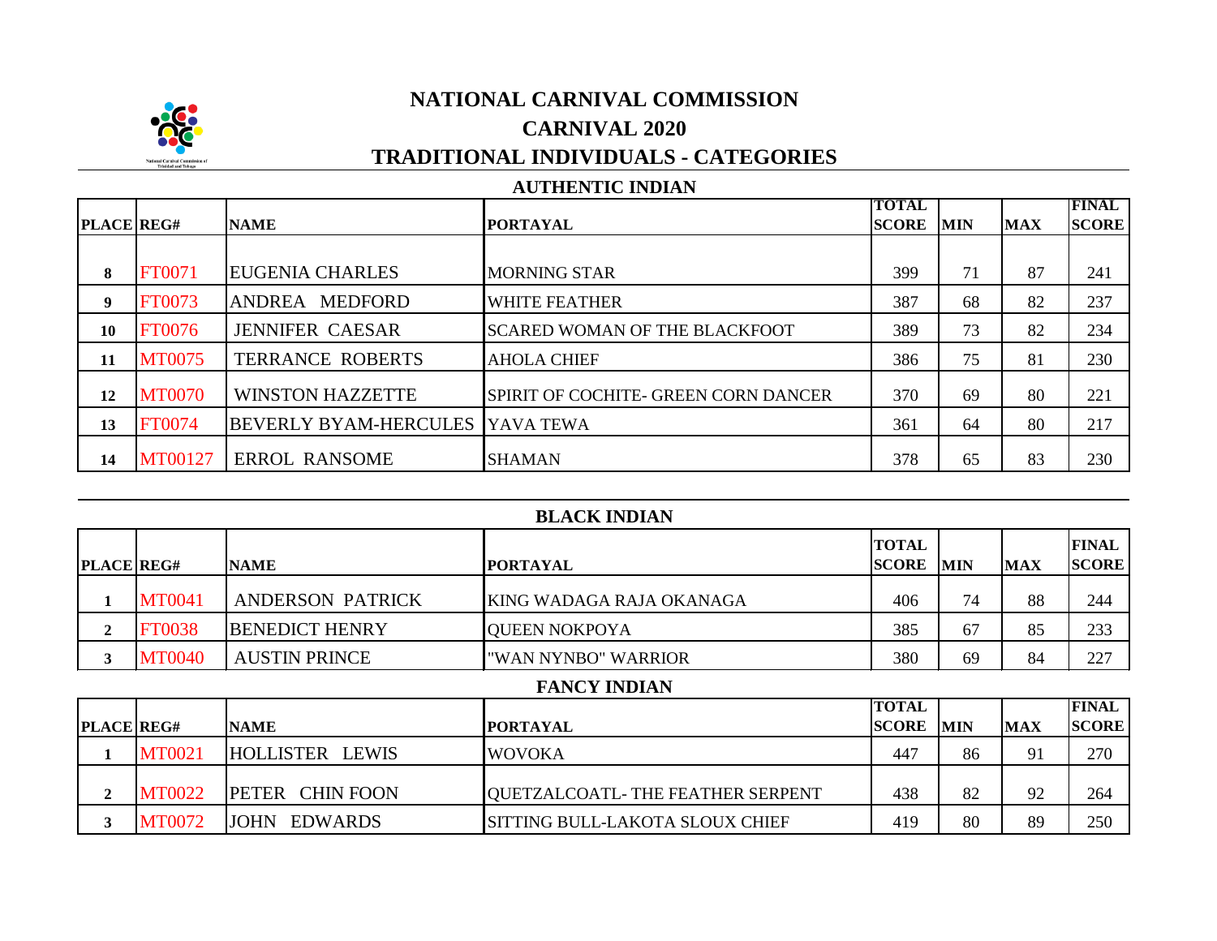# NATIONAL CARNIVAL COMMISSION

## CARNIVAL 2020

## TRADITIONAL INDIVIDUALS - CATEGORIES

### AUTHENTIC INDIAN

| PLACE | REG# | NAME | PORTAYAL | TOTAL SCORE | MIN | MAX | FINAL SCORE |
|---|---|---|---|---|---|---|---|
| 8 | FT0071 | EUGENIA CHARLES | MORNING STAR | 399 | 71 | 87 | 241 |
| 9 | FT0073 | ANDREA MEDFORD | WHITE FEATHER | 387 | 68 | 82 | 237 |
| 10 | FT0076 | JENNIFER CAESAR | SCARED WOMAN OF THE BLACKFOOT | 389 | 73 | 82 | 234 |
| 11 | MT0075 | TERRANCE ROBERTS | AHOLA CHIEF | 386 | 75 | 81 | 230 |
| 12 | MT0070 | WINSTON HAZZETTE | SPIRIT OF COCHITE- GREEN CORN DANCER | 370 | 69 | 80 | 221 |
| 13 | FT0074 | BEVERLY BYAM-HERCULES | YAVA TEWA | 361 | 64 | 80 | 217 |
| 14 | MT00127 | ERROL RANSOME | SHAMAN | 378 | 65 | 83 | 230 |

### BLACK INDIAN

| PLACE | REG# | NAME | PORTAYAL | TOTAL SCORE | MIN | MAX | FINAL SCORE |
|---|---|---|---|---|---|---|---|
| 1 | MT0041 | ANDERSON PATRICK | KING WADAGA RAJA OKANAGA | 406 | 74 | 88 | 244 |
| 2 | FT0038 | BENEDICT HENRY | QUEEN NOKPOYA | 385 | 67 | 85 | 233 |
| 3 | MT0040 | AUSTIN PRINCE | "WAN NYNBO" WARRIOR | 380 | 69 | 84 | 227 |

### FANCY INDIAN

| PLACE | REG# | NAME | PORTAYAL | TOTAL SCORE | MIN | MAX | FINAL SCORE |
|---|---|---|---|---|---|---|---|
| 1 | MT0021 | HOLLISTER LEWIS | WOVOKA | 447 | 86 | 91 | 270 |
| 2 | MT0022 | PETER CHIN FOON | QUETZALCOATL- THE FEATHER SERPENT | 438 | 82 | 92 | 264 |
| 3 | MT0072 | JOHN EDWARDS | SITTING BULL-LAKOTA SLOUX CHIEF | 419 | 80 | 89 | 250 |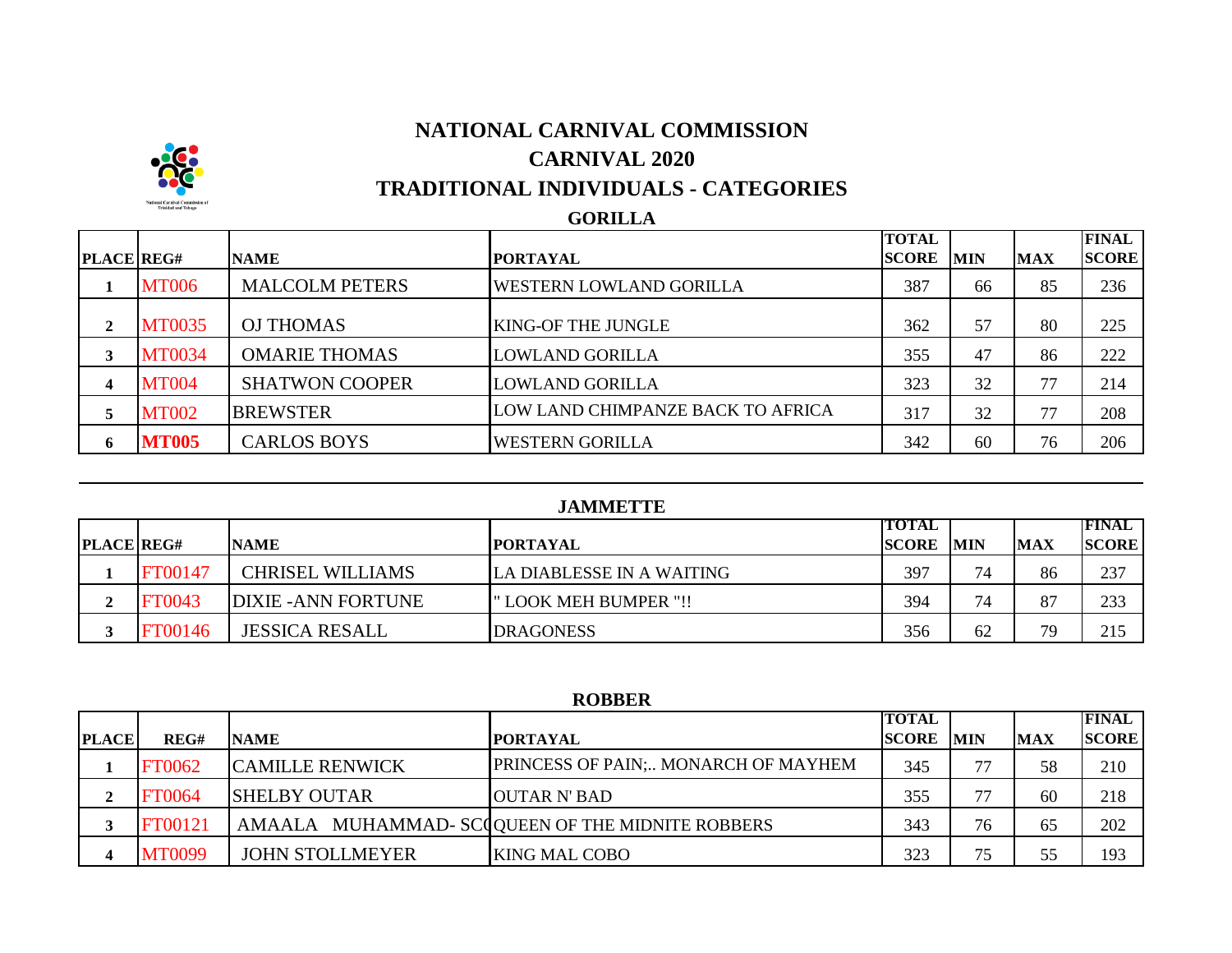# NATIONAL CARNIVAL COMMISSION

## CARNIVAL 2020

## TRADITIONAL INDIVIDUALS - CATEGORIES

### GORILLA

| PLACE | REG# | NAME | PORTAYAL | TOTAL SCORE | MIN | MAX | FINAL SCORE |
|---|---|---|---|---|---|---|---|
| 1 | MT006 | MALCOLM PETERS | WESTERN LOWLAND GORILLA | 387 | 66 | 85 | 236 |
| 2 | MT0035 | OJ THOMAS | KING-OF THE JUNGLE | 362 | 57 | 80 | 225 |
| 3 | MT0034 | OMARIE THOMAS | LOWLAND GORILLA | 355 | 47 | 86 | 222 |
| 4 | MT004 | SHATWON COOPER | LOWLAND GORILLA | 323 | 32 | 77 | 214 |
| 5 | MT002 | BREWSTER | LOW LAND CHIMPANZE BACK TO AFRICA | 317 | 32 | 77 | 208 |
| 6 | **MT005** | CARLOS BOYS | WESTERN GORILLA | 342 | 60 | 76 | 206 |

### JAMMETTE

| PLACE | REG# | NAME | PORTAYAL | TOTAL SCORE | MIN | MAX | FINAL SCORE |
|---|---|---|---|---|---|---|---|
| 1 | FT00147 | CHRISEL WILLIAMS | LA DIABLESSE IN A WAITING | 397 | 74 | 86 | 237 |
| 2 | FT0043 | DIXIE -ANN FORTUNE | " LOOK MEH BUMPER "!! | 394 | 74 | 87 | 233 |
| 3 | FT00146 | JESSICA RESALL | DRAGONESS | 356 | 62 | 79 | 215 |

### ROBBER

| PLACE | REG# | NAME | PORTAYAL | TOTAL SCORE | MIN | MAX | FINAL SCORE |
|---|---|---|---|---|---|---|---|
| 1 | FT0062 | CAMILLE RENWICK | PRINCESS OF PAIN;.. MONARCH OF MAYHEM | 345 | 77 | 58 | 210 |
| 2 | FT0064 | SHELBY OUTAR | OUTAR N' BAD | 355 | 77 | 60 | 218 |
| 3 | FT00121 | AMAALA MUHAMMAD- SC( | QUEEN OF THE MIDNITE ROBBERS | 343 | 76 | 65 | 202 |
| 4 | MT0099 | JOHN STOLLMEYER | KING MAL COBO | 323 | 75 | 55 | 193 |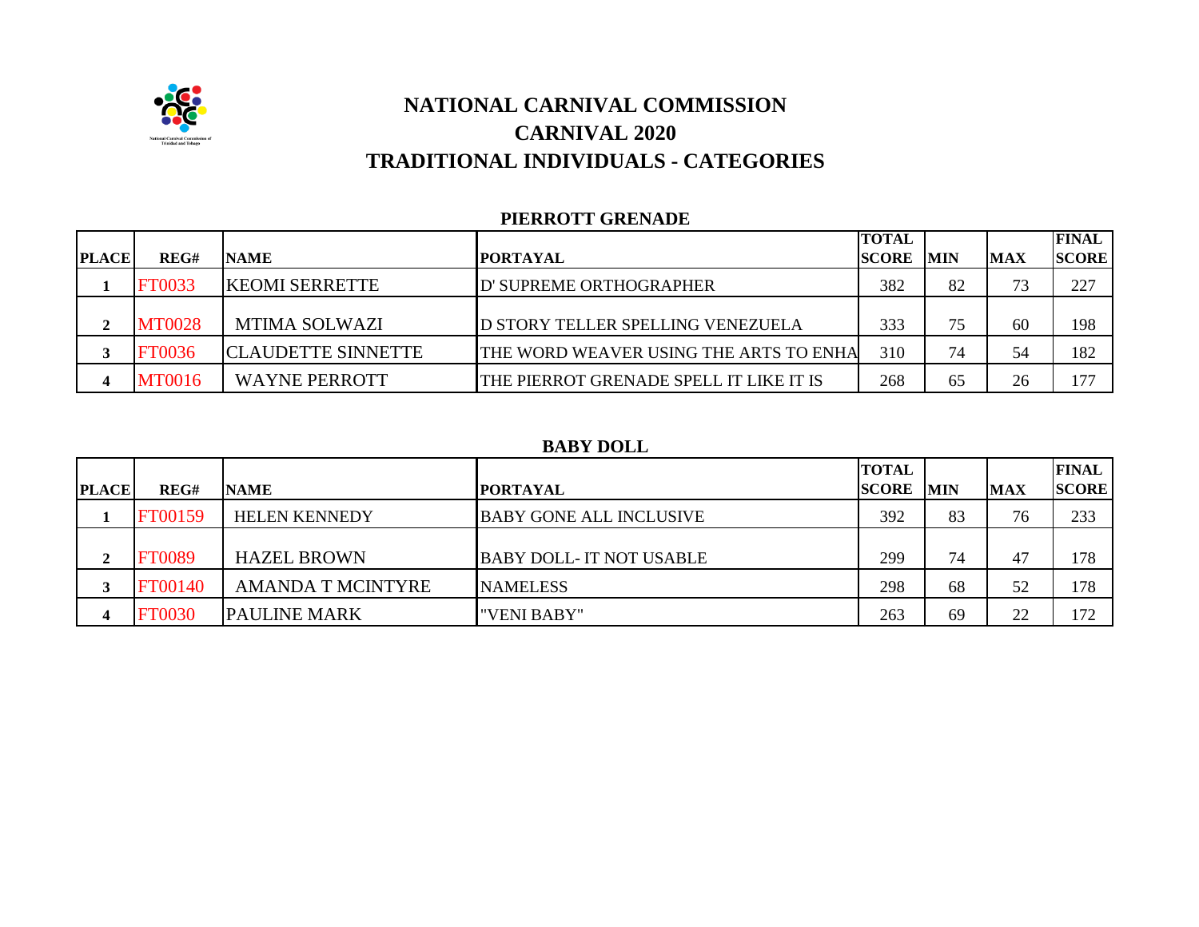# NATIONAL CARNIVAL COMMISSION
## CARNIVAL 2020
## TRADITIONAL INDIVIDUALS - CATEGORIES

### PIERROTT GRENADE

| PLACE | REG# | NAME | PORTAYAL | TOTAL SCORE | MIN | MAX | FINAL SCORE |
|---|---|---|---|---|---|---|---|
| 1 | FT0033 | KEOMI SERRETTE | D' SUPREME ORTHOGRAPHER | 382 | 82 | 73 | 227 |
| 2 | MT0028 | MTIMA SOLWAZI | D STORY TELLER SPELLING VENEZUELA | 333 | 75 | 60 | 198 |
| 3 | FT0036 | CLAUDETTE SINNETTE | THE WORD WEAVER USING THE ARTS TO ENHA | 310 | 74 | 54 | 182 |
| 4 | MT0016 | WAYNE PERROTT | THE PIERROT GRENADE SPELL IT LIKE IT IS | 268 | 65 | 26 | 177 |

### BABY DOLL

| PLACE | REG# | NAME | PORTAYAL | TOTAL SCORE | MIN | MAX | FINAL SCORE |
|---|---|---|---|---|---|---|---|
| 1 | FT00159 | HELEN KENNEDY | BABY GONE ALL INCLUSIVE | 392 | 83 | 76 | 233 |
| 2 | FT0089 | HAZEL BROWN | BABY DOLL- IT NOT USABLE | 299 | 74 | 47 | 178 |
| 3 | FT00140 | AMANDA T MCINTYRE | NAMELESS | 298 | 68 | 52 | 178 |
| 4 | FT0030 | PAULINE MARK | "VENI BABY" | 263 | 69 | 22 | 172 |